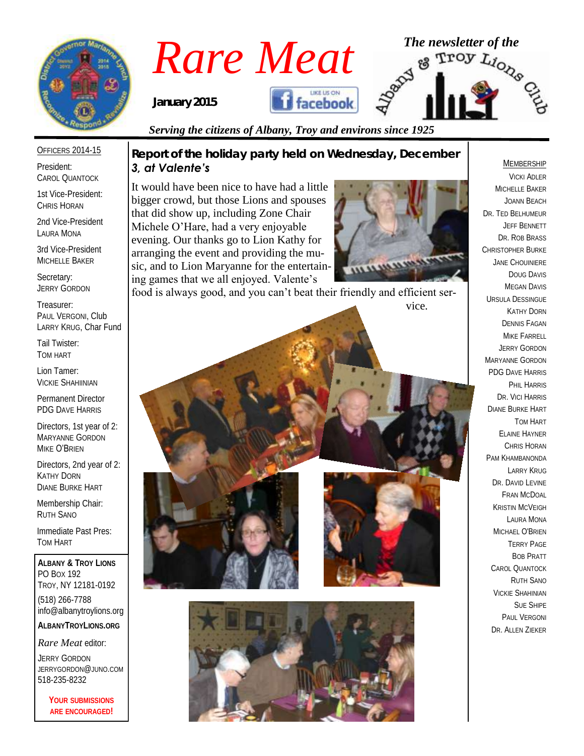# *Rare Meat*

**January 2015**

*The newsletter of the Albany & Troy Lions Club*

*Serving the citizens of Albany, Troy and environs since 1925*

OFFICERS 2014-15

President:
CAROL QUANTOCK

1st Vice-President:
CHRIS HORAN

2nd Vice-President
LAURA MONA

3rd Vice-President
MICHELLE BAKER

Secretary:
JERRY GORDON

Treasurer:
PAUL VERGONI, Club
LARRY KRUG, Char Fund

Tail Twister:
TOM HART

Lion Tamer:
VICKIE SHAHIINIAN

Permanent Director
PDG DAVE HARRIS

Directors, 1st year of 2:
MARYANNE GORDON
MIKE O'BRIEN

Directors, 2nd year of 2:
KATHY DORN
DIANE BURKE HART

Membership Chair:
RUTH SANO

Immediate Past Pres:
TOM HART

**ALBANY & TROY LIONS**
PO BOX 192
TROY, NY 12181-0192
(518) 266-7788
info@albanytroylions.org

**ALBANYTROYLIONS.ORG**

*Rare Meat* editor:
JERRY GORDON
JERRYGORDON@JUNO.COM
518-235-8232

**YOUR SUBMISSIONS ARE ENCOURAGED!**

## Report of the holiday party held on Wednesday, December *3, at Valente's*

It would have been nice to have had a little bigger crowd, but those Lions and spouses that did show up, including Zone Chair Michele O'Hare, had a very enjoyable evening. Our thanks go to Lion Kathy for arranging the event and providing the music, and to Lion Maryanne for the entertaining games that we all enjoyed. Valente's food is always good, and you can't beat their friendly and efficient service.

MEMBERSHIP

VICKI ADLER
MICHELLE BAKER
JOANN BEACH
DR. TED BELHUMEUR
JEFF BENNETT
DR. ROB BRASS
CHRISTOPHER BURKE
JANE CHOUINIERE
DOUG DAVIS
MEGAN DAVIS
URSULA DESSINGUE
KATHY DORN
DENNIS FAGAN
MIKE FARRELL
JERRY GORDON
MARYANNE GORDON
PDG DAVE HARRIS
PHIL HARRIS
DR. VICI HARRIS
DIANE BURKE HART
TOM HART
ELAINE HAYNER
CHRIS HORAN
PAM KHAMBANONDA
LARRY KRUG
DR. DAVID LEVINE
FRAN MCDOAL
KRISTIN MCVEIGH
LAURA MONA
MICHAEL O'BRIEN
TERRY PAGE
BOB PRATT
CAROL QUANTOCK
RUTH SANO
VICKIE SHAHINIAN
SUE SHIPE
PAUL VERGONI
DR. ALLEN ZIEKER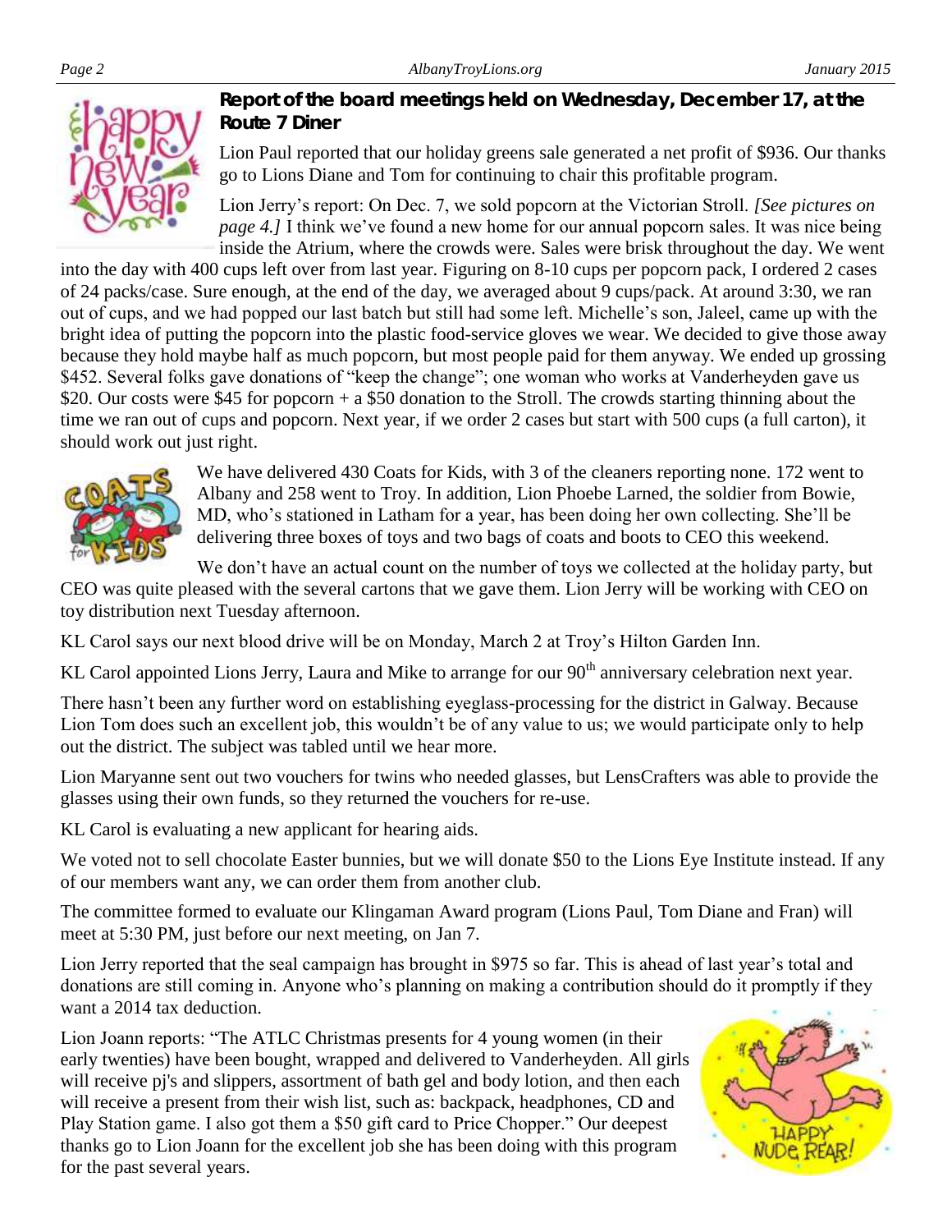## Report of the board meetings held on Wednesday, December 17, at the Route 7 Diner

Lion Paul reported that our holiday greens sale generated a net profit of $936. Our thanks go to Lions Diane and Tom for continuing to chair this profitable program.

Lion Jerry's report: On Dec. 7, we sold popcorn at the Victorian Stroll. *[See pictures on page 4.]* I think we've found a new home for our annual popcorn sales. It was nice being inside the Atrium, where the crowds were. Sales were brisk throughout the day. We went into the day with 400 cups left over from last year. Figuring on 8-10 cups per popcorn pack, I ordered 2 cases of 24 packs/case. Sure enough, at the end of the day, we averaged about 9 cups/pack. At around 3:30, we ran out of cups, and we had popped our last batch but still had some left. Michelle's son, Jaleel, came up with the bright idea of putting the popcorn into the plastic food-service gloves we wear. We decided to give those away because they hold maybe half as much popcorn, but most people paid for them anyway. We ended up grossing $452. Several folks gave donations of "keep the change"; one woman who works at Vanderheyden gave us $20. Our costs were $45 for popcorn + a $50 donation to the Stroll. The crowds starting thinning about the time we ran out of cups and popcorn. Next year, if we order 2 cases but start with 500 cups (a full carton), it should work out just right.

We have delivered 430 Coats for Kids, with 3 of the cleaners reporting none. 172 went to Albany and 258 went to Troy. In addition, Lion Phoebe Larned, the soldier from Bowie, MD, who's stationed in Latham for a year, has been doing her own collecting. She'll be delivering three boxes of toys and two bags of coats and boots to CEO this weekend.

We don't have an actual count on the number of toys we collected at the holiday party, but CEO was quite pleased with the several cartons that we gave them. Lion Jerry will be working with CEO on toy distribution next Tuesday afternoon.

KL Carol says our next blood drive will be on Monday, March 2 at Troy's Hilton Garden Inn.

KL Carol appointed Lions Jerry, Laura and Mike to arrange for our 90th anniversary celebration next year.

There hasn't been any further word on establishing eyeglass-processing for the district in Galway. Because Lion Tom does such an excellent job, this wouldn't be of any value to us; we would participate only to help out the district. The subject was tabled until we hear more.

Lion Maryanne sent out two vouchers for twins who needed glasses, but LensCrafters was able to provide the glasses using their own funds, so they returned the vouchers for re-use.

KL Carol is evaluating a new applicant for hearing aids.

We voted not to sell chocolate Easter bunnies, but we will donate $50 to the Lions Eye Institute instead. If any of our members want any, we can order them from another club.

The committee formed to evaluate our Klingaman Award program (Lions Paul, Tom Diane and Fran) will meet at 5:30 PM, just before our next meeting, on Jan 7.

Lion Jerry reported that the seal campaign has brought in $975 so far. This is ahead of last year's total and donations are still coming in. Anyone who's planning on making a contribution should do it promptly if they want a 2014 tax deduction.

Lion Joann reports: "The ATLC Christmas presents for 4 young women (in their early twenties) have been bought, wrapped and delivered to Vanderheyden. All girls will receive pj's and slippers, assortment of bath gel and body lotion, and then each will receive a present from their wish list, such as: backpack, headphones, CD and Play Station game. I also got them a $50 gift card to Price Chopper." Our deepest thanks go to Lion Joann for the excellent job she has been doing with this program for the past several years.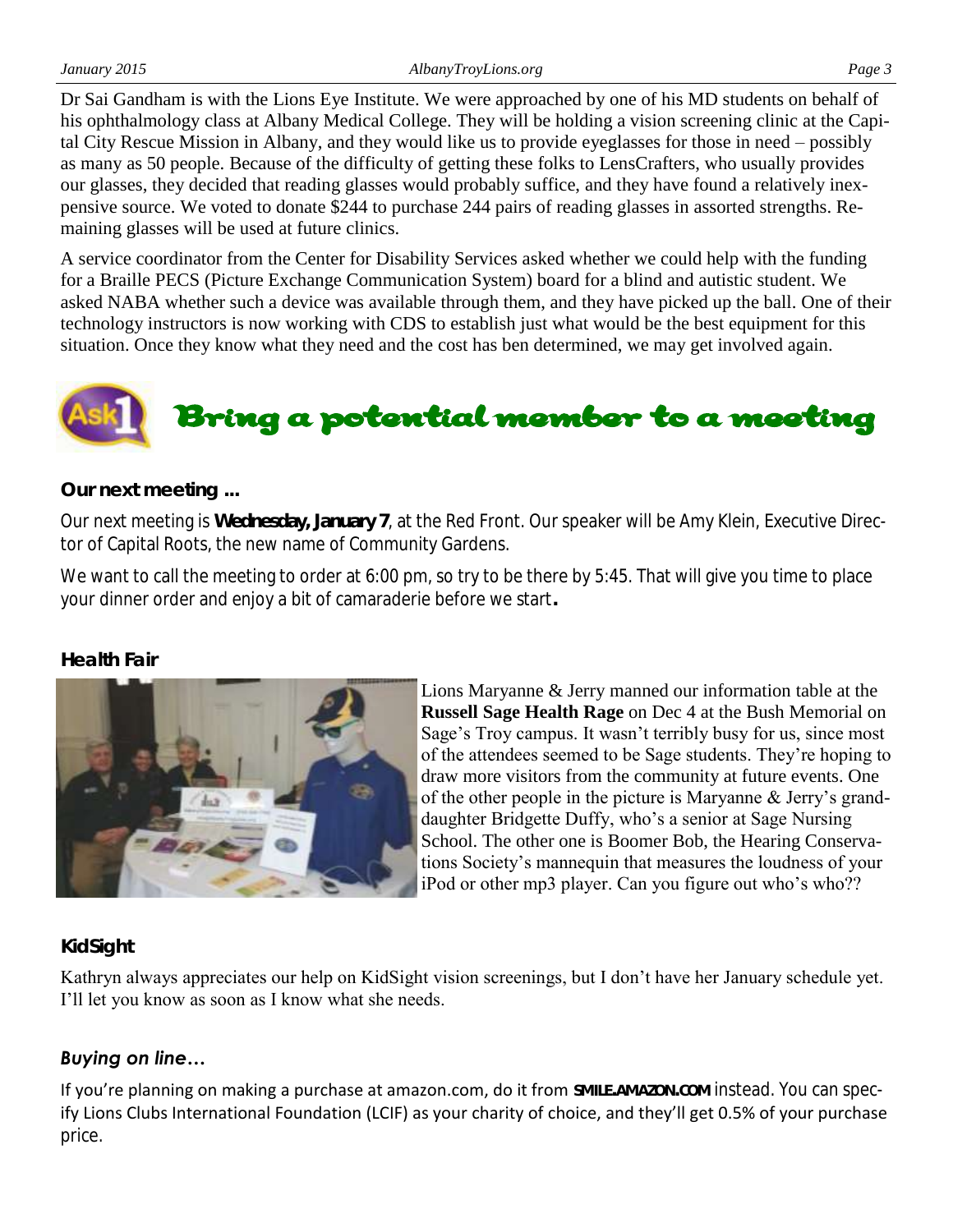Dr Sai Gandham is with the Lions Eye Institute. We were approached by one of his MD students on behalf of his ophthalmology class at Albany Medical College. They will be holding a vision screening clinic at the Capital City Rescue Mission in Albany, and they would like us to provide eyeglasses for those in need – possibly as many as 50 people. Because of the difficulty of getting these folks to LensCrafters, who usually provides our glasses, they decided that reading glasses would probably suffice, and they have found a relatively inexpensive source. We voted to donate $244 to purchase 244 pairs of reading glasses in assorted strengths. Remaining glasses will be used at future clinics.

A service coordinator from the Center for Disability Services asked whether we could help with the funding for a Braille PECS (Picture Exchange Communication System) board for a blind and autistic student. We asked NABA whether such a device was available through them, and they have picked up the ball. One of their technology instructors is now working with CDS to establish just what would be the best equipment for this situation. Once they know what they need and the cost has ben determined, we may get involved again.

## Ask1 Bring a potential member to a meeting

### Our next meeting ...

Our next meeting is **Wednesday, January 7**, at the Red Front. Our speaker will be Amy Klein, Executive Director of Capital Roots, the new name of Community Gardens.

We want to call the meeting to order at 6:00 pm, so try to be there by 5:45. That will give you time to place your dinner order and enjoy a bit of camaraderie before we start**.**

### Health Fair

Lions Maryanne & Jerry manned our information table at the **Russell Sage Health Rage** on Dec 4 at the Bush Memorial on Sage's Troy campus. It wasn't terribly busy for us, since most of the attendees seemed to be Sage students. They're hoping to draw more visitors from the community at future events. One of the other people in the picture is Maryanne & Jerry's granddaughter Bridgette Duffy, who's a senior at Sage Nursing School. The other one is Boomer Bob, the Hearing Conservations Society's mannequin that measures the loudness of your iPod or other mp3 player. Can you figure out who's who??

### KidSight

Kathryn always appreciates our help on KidSight vision screenings, but I don't have her January schedule yet. I'll let you know as soon as I know what she needs.

### *Buying on line…*

If you're planning on making a purchase at amazon.com, do it from **SMILE.AMAZON.COM** instead. You can specify Lions Clubs International Foundation (LCIF) as your charity of choice, and they'll get 0.5% of your purchase price.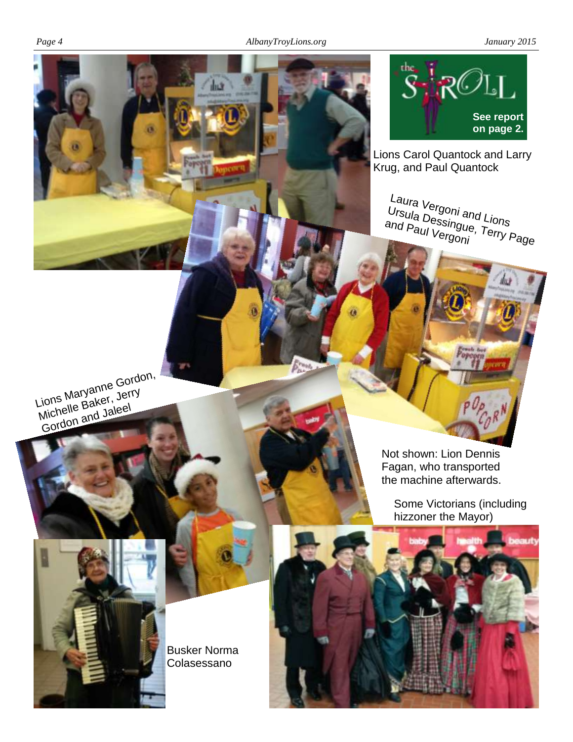See report on page 2.

Lions Carol Quantock and Larry Krug, and Paul Quantock

Laura Vergoni and Lions Ursula Dessingue, Terry Page and Paul Vergoni

Lions Maryanne Gordon, Michelle Baker, Jerry Gordon and Jaleel

Not shown: Lion Dennis Fagan, who transported the machine afterwards.

Some Victorians (including hizzoner the Mayor)

Busker Norma Colasessano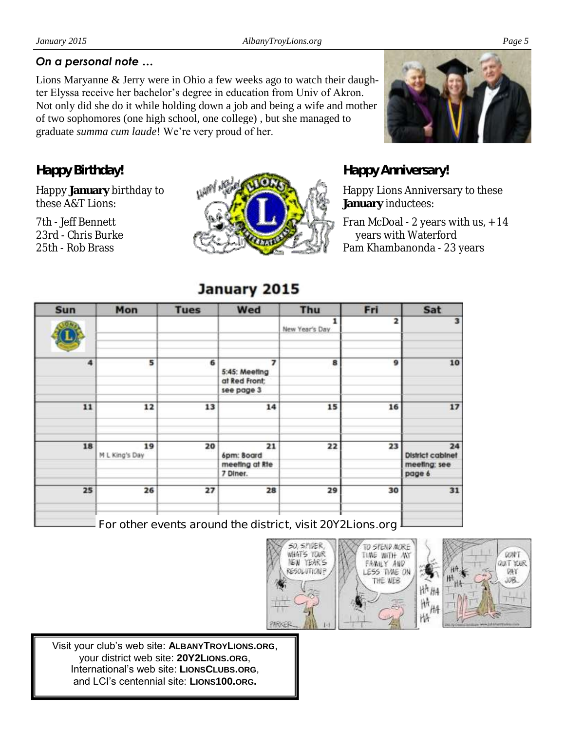### *On a personal note …*

Lions Maryanne & Jerry were in Ohio a few weeks ago to watch their daughter Elyssa receive her bachelor's degree in education from Univ of Akron. Not only did she do it while holding down a job and being a wife and mother of two sophomores (one high school, one college) , but she managed to graduate *summa cum laude*! We're very proud of her.

## Happy Birthday!

Happy **January** birthday to these A&T Lions:

7th - Jeff Bennett
23rd - Chris Burke
25th - Rob Brass

## Happy Anniversary!

Happy Lions Anniversary to these **January** inductees:

Fran McDoal - 2 years with us, +14 years with Waterford
Pam Khambanonda - 23 years

## January 2015

| Sun | Mon | Tues | Wed | Thu | Fri | Sat |
|---|---|---|---|---|---|---|
| | | | | 1 New Year's Day | 2 | 3 |
| 4 | 5 | 6 | 7 **5:45: Meeting at Red Front; see page 3** | 8 | 9 | 10 |
| 11 | 12 | 13 | 14 | 15 | 16 | 17 |
| 18 | 19 M L King's Day | 20 | 21 **6pm: Board meeting at Rte 7 Diner.** | 22 | 23 | 24 **District cabinet meeting; see page 6** |
| 25 | 26 | 27 | 28 | 29 | 30 | 31 |

For other events around the district, visit 20Y2Lions.org

Visit your club's web site: **ALBANYTROYLIONS.ORG**,
your district web site: **20Y2LIONS.ORG**,
International's web site: **LIONSCLUBS.ORG**,
and LCI's centennial site: **LIONS100.ORG.**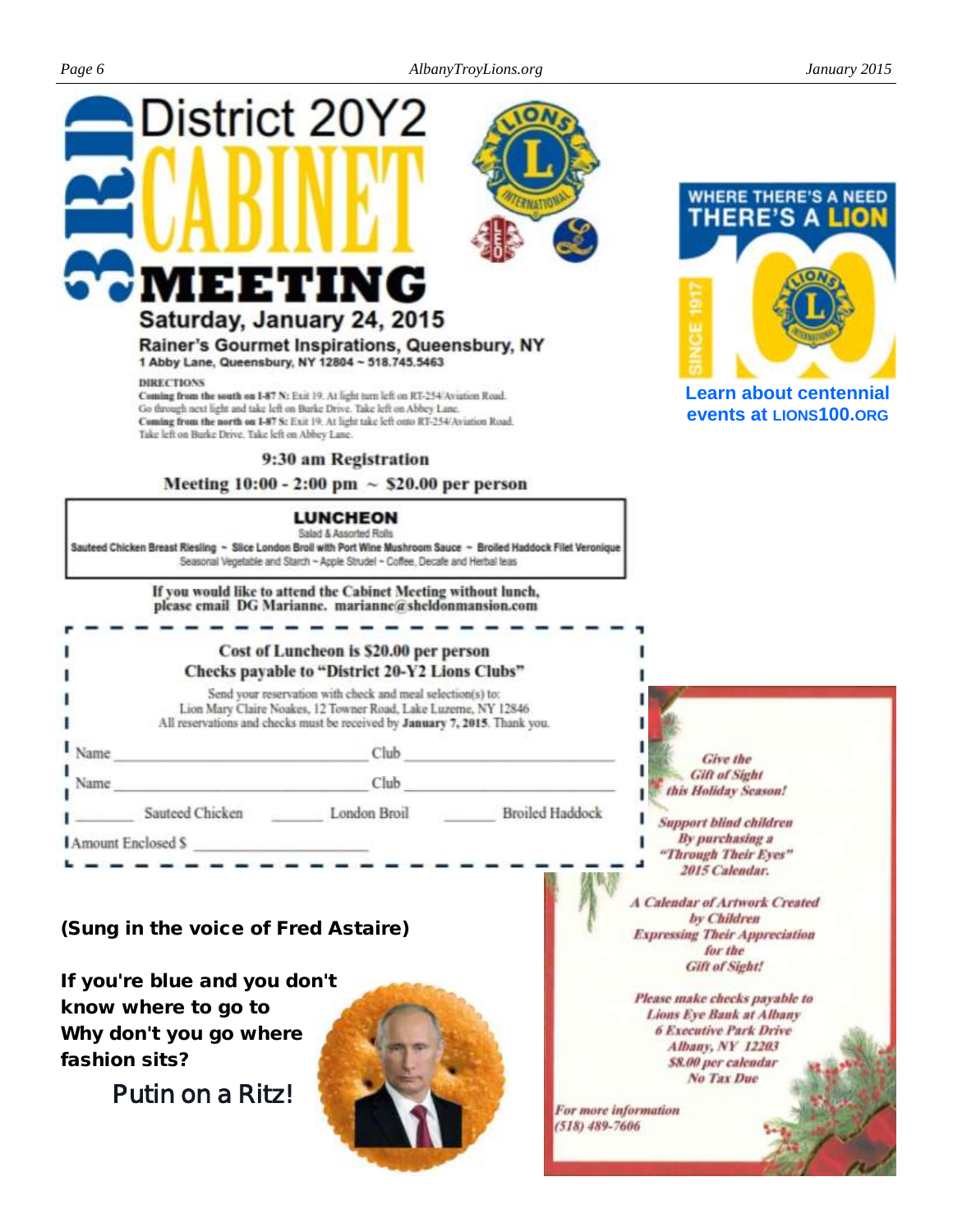# 3RD District 20Y2 CABINET MEETING

## Saturday, January 24, 2015

### Rainer's Gourmet Inspirations, Queensbury, NY

1 Abby Lane, Queensbury, NY 12804 ~ 518.745.5463

**DIRECTIONS**

**Coming from the south on I-87 N:** Exit 19. At light turn left on RT-254/Aviation Road. Go through next light and take left on Burke Drive. Take left on Abbey Lane.
**Coming from the north on I-87 S:** Exit 19. At light take left onto RT-254/Aviation Road. Take left on Burke Drive. Take left on Abbey Lane.

**9:30 am Registration**

**Meeting 10:00 - 2:00 pm ~ $20.00 per person**

**LUNCHEON**

Salad & Assorted Rolls

Sauteed Chicken Breast Riesling ~ Slice London Broil with Port Wine Mushroom Sauce ~ Broiled Haddock Filet Veronique

Seasonal Vegetable and Starch ~ Apple Strudel ~ Coffee, Decafe and Herbal teas

If you would like to attend the Cabinet Meeting without lunch, please email DG Marianne. marianne@sheldonmansion.com

---

**Cost of Luncheon is $20.00 per person**

**Checks payable to "District 20-Y2 Lions Clubs"**

Send your reservation with check and meal selection(s) to:
Lion Mary Claire Noakes, 12 Towner Road, Lake Luzerne, NY 12846
All reservations and checks must be received by **January 7, 2015**. Thank you.

Name ______________________ Club ______________________

Name ______________________ Club ______________________

_______ Sauteed Chicken _______ London Broil _______ Broiled Haddock

Amount Enclosed $ ______________

---

WHERE THERE'S A NEED THERE'S A LION

SINCE 1917

**Learn about centennial events at LIONS100.ORG**

---

**(Sung in the voice of Fred Astaire)**

**If you're blue and you don't know where to go to**
**Why don't you go where fashion sits?**

Putin on a Ritz!

---

*Give the Gift of Sight this Holiday Season!*

*Support blind children By purchasing a "Through Their Eyes" 2015 Calendar.*

*A Calendar of Artwork Created by Children Expressing Their Appreciation for the Gift of Sight!*

*Please make checks payable to*
*Lions Eye Bank at Albany*
*6 Executive Park Drive*
*Albany, NY 12203*
*$8.00 per calendar*
*No Tax Due*

*For more information*
*(518) 489-7606*